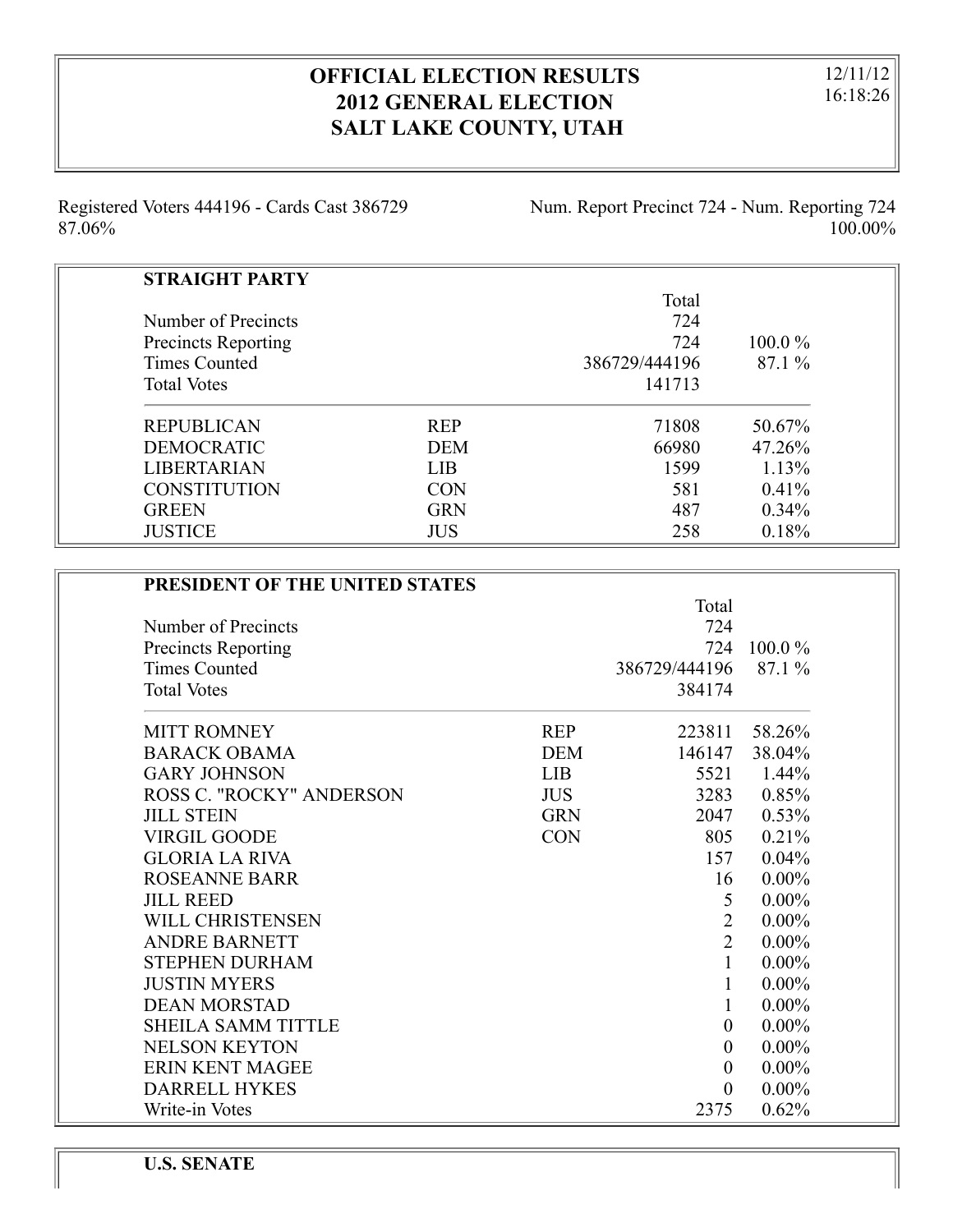# OFFICIAL ELECTION RESULTS
# 2012 GENERAL ELECTION
# SALT LAKE COUNTY, UTAH

12/11/12
16:18:26

Registered Voters 444196 - Cards Cast 386729 87.06%

Num. Report Precinct 724 - Num. Reporting 724 100.00%

## STRAIGHT PARTY

| | | Total | |
|---|---|---|---|
| Number of Precincts | | 724 | |
| Precincts Reporting | | 724 | 100.0 % |
| Times Counted | | 386729/444196 | 87.1 % |
| Total Votes | | 141713 | |
| REPUBLICAN | REP | 71808 | 50.67% |
| DEMOCRATIC | DEM | 66980 | 47.26% |
| LIBERTARIAN | LIB | 1599 | 1.13% |
| CONSTITUTION | CON | 581 | 0.41% |
| GREEN | GRN | 487 | 0.34% |
| JUSTICE | JUS | 258 | 0.18% |

## PRESIDENT OF THE UNITED STATES

| | | Total | |
|---|---|---|---|
| Number of Precincts | | 724 | |
| Precincts Reporting | | 724 | 100.0 % |
| Times Counted | | 386729/444196 | 87.1 % |
| Total Votes | | 384174 | |
| MITT ROMNEY | REP | 223811 | 58.26% |
| BARACK OBAMA | DEM | 146147 | 38.04% |
| GARY JOHNSON | LIB | 5521 | 1.44% |
| ROSS C. "ROCKY" ANDERSON | JUS | 3283 | 0.85% |
| JILL STEIN | GRN | 2047 | 0.53% |
| VIRGIL GOODE | CON | 805 | 0.21% |
| GLORIA LA RIVA | | 157 | 0.04% |
| ROSEANNE BARR | | 16 | 0.00% |
| JILL REED | | 5 | 0.00% |
| WILL CHRISTENSEN | | 2 | 0.00% |
| ANDRE BARNETT | | 2 | 0.00% |
| STEPHEN DURHAM | | 1 | 0.00% |
| JUSTIN MYERS | | 1 | 0.00% |
| DEAN MORSTAD | | 1 | 0.00% |
| SHEILA SAMM TITTLE | | 0 | 0.00% |
| NELSON KEYTON | | 0 | 0.00% |
| ERIN KENT MAGEE | | 0 | 0.00% |
| DARRELL HYKES | | 0 | 0.00% |
| Write-in Votes | | 2375 | 0.62% |

## U.S. SENATE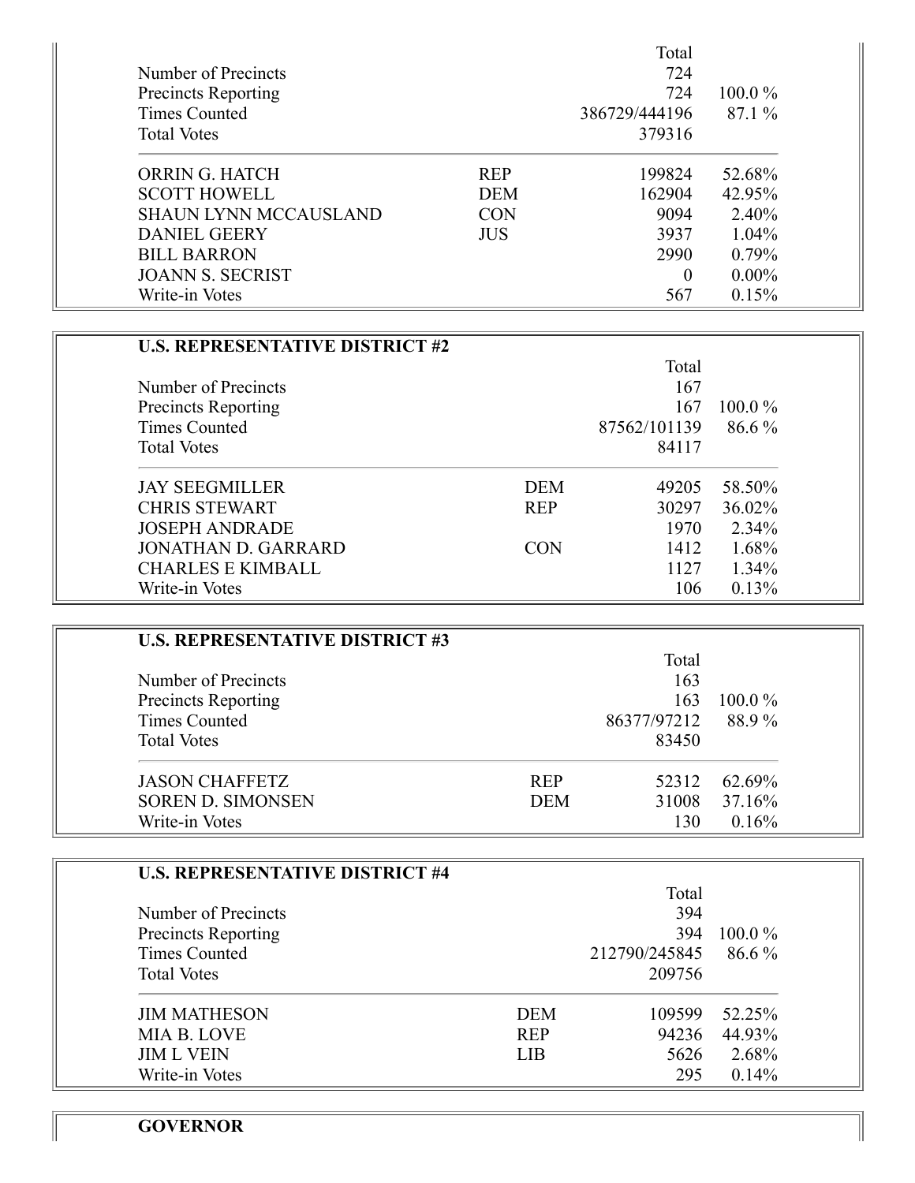| | | Total | |
|---|---|---|---|
| Number of Precincts | | 724 | |
| Precincts Reporting | | 724 | 100.0 % |
| Times Counted | | 386729/444196 | 87.1 % |
| Total Votes | | 379316 | |
| ORRIN G. HATCH | REP | 199824 | 52.68% |
| SCOTT HOWELL | DEM | 162904 | 42.95% |
| SHAUN LYNN MCCAUSLAND | CON | 9094 | 2.40% |
| DANIEL GEERY | JUS | 3937 | 1.04% |
| BILL BARRON | | 2990 | 0.79% |
| JOANN S. SECRIST | | 0 | 0.00% |
| Write-in Votes | | 567 | 0.15% |

**U.S. REPRESENTATIVE DISTRICT #2**

| | | Total | |
|---|---|---|---|
| Number of Precincts | | 167 | |
| Precincts Reporting | | 167 | 100.0 % |
| Times Counted | | 87562/101139 | 86.6 % |
| Total Votes | | 84117 | |
| JAY SEEGMILLER | DEM | 49205 | 58.50% |
| CHRIS STEWART | REP | 30297 | 36.02% |
| JOSEPH ANDRADE | | 1970 | 2.34% |
| JONATHAN D. GARRARD | CON | 1412 | 1.68% |
| CHARLES E KIMBALL | | 1127 | 1.34% |
| Write-in Votes | | 106 | 0.13% |

**U.S. REPRESENTATIVE DISTRICT #3**

| | | Total | |
|---|---|---|---|
| Number of Precincts | | 163 | |
| Precincts Reporting | | 163 | 100.0 % |
| Times Counted | | 86377/97212 | 88.9 % |
| Total Votes | | 83450 | |
| JASON CHAFFETZ | REP | 52312 | 62.69% |
| SOREN D. SIMONSEN | DEM | 31008 | 37.16% |
| Write-in Votes | | 130 | 0.16% |

**U.S. REPRESENTATIVE DISTRICT #4**

| | | Total | |
|---|---|---|---|
| Number of Precincts | | 394 | |
| Precincts Reporting | | 394 | 100.0 % |
| Times Counted | | 212790/245845 | 86.6 % |
| Total Votes | | 209756 | |
| JIM MATHESON | DEM | 109599 | 52.25% |
| MIA B. LOVE | REP | 94236 | 44.93% |
| JIM L VEIN | LIB | 5626 | 2.68% |
| Write-in Votes | | 295 | 0.14% |

**GOVERNOR**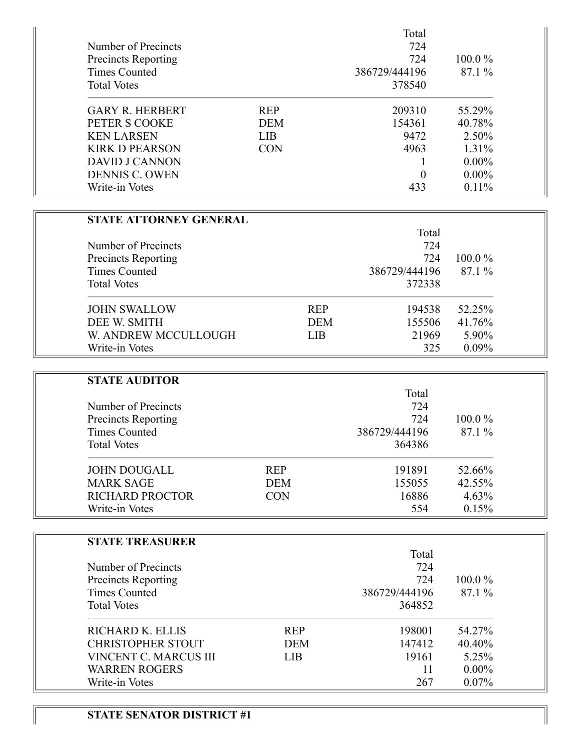| | | Total | |
|---|---|---|---|
| Number of Precincts | | 724 | |
| Precincts Reporting | | 724 | 100.0 % |
| Times Counted | | 386729/444196 | 87.1 % |
| Total Votes | | 378540 | |
| GARY R. HERBERT | REP | 209310 | 55.29% |
| PETER S COOKE | DEM | 154361 | 40.78% |
| KEN LARSEN | LIB | 9472 | 2.50% |
| KIRK D PEARSON | CON | 4963 | 1.31% |
| DAVID J CANNON | | 1 | 0.00% |
| DENNIS C. OWEN | | 0 | 0.00% |
| Write-in Votes | | 433 | 0.11% |

**STATE ATTORNEY GENERAL**

| | | Total | |
|---|---|---|---|
| Number of Precincts | | 724 | |
| Precincts Reporting | | 724 | 100.0 % |
| Times Counted | | 386729/444196 | 87.1 % |
| Total Votes | | 372338 | |
| JOHN SWALLOW | REP | 194538 | 52.25% |
| DEE W. SMITH | DEM | 155506 | 41.76% |
| W. ANDREW MCCULLOUGH | LIB | 21969 | 5.90% |
| Write-in Votes | | 325 | 0.09% |

**STATE AUDITOR**

| | | Total | |
|---|---|---|---|
| Number of Precincts | | 724 | |
| Precincts Reporting | | 724 | 100.0 % |
| Times Counted | | 386729/444196 | 87.1 % |
| Total Votes | | 364386 | |
| JOHN DOUGALL | REP | 191891 | 52.66% |
| MARK SAGE | DEM | 155055 | 42.55% |
| RICHARD PROCTOR | CON | 16886 | 4.63% |
| Write-in Votes | | 554 | 0.15% |

**STATE TREASURER**

| | | Total | |
|---|---|---|---|
| Number of Precincts | | 724 | |
| Precincts Reporting | | 724 | 100.0 % |
| Times Counted | | 386729/444196 | 87.1 % |
| Total Votes | | 364852 | |
| RICHARD K. ELLIS | REP | 198001 | 54.27% |
| CHRISTOPHER STOUT | DEM | 147412 | 40.40% |
| VINCENT C. MARCUS III | LIB | 19161 | 5.25% |
| WARREN ROGERS | | 11 | 0.00% |
| Write-in Votes | | 267 | 0.07% |

**STATE SENATOR DISTRICT #1**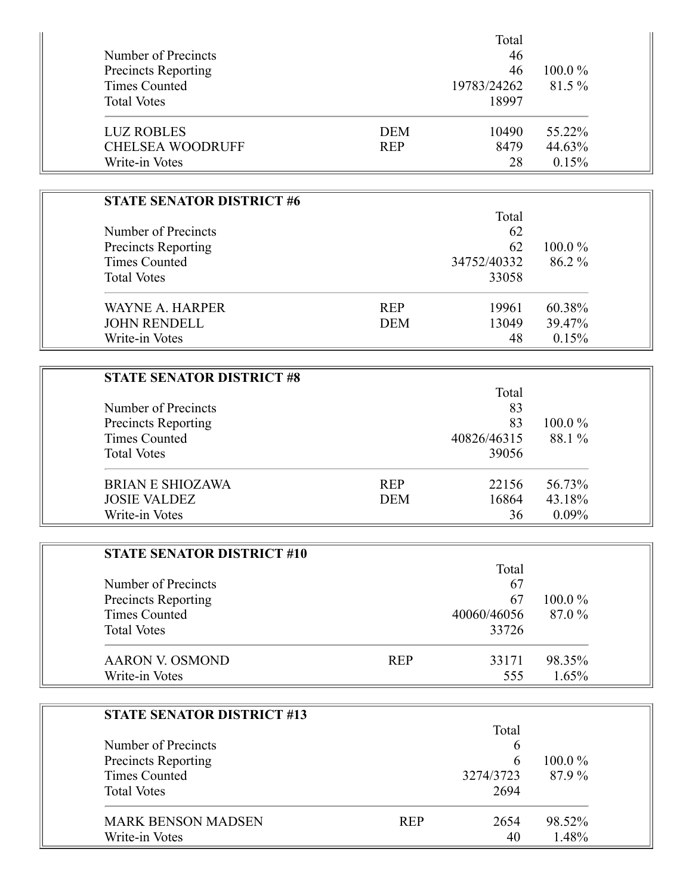| | | Total | |
|---|---|---|---|
| Number of Precincts | | 46 | |
| Precincts Reporting | | 46 | 100.0 % |
| Times Counted | | 19783/24262 | 81.5 % |
| Total Votes | | 18997 | |
| LUZ ROBLES | DEM | 10490 | 55.22% |
| CHELSEA WOODRUFF | REP | 8479 | 44.63% |
| Write-in Votes | | 28 | 0.15% |

## STATE SENATOR DISTRICT #6

| | | Total | |
|---|---|---|---|
| Number of Precincts | | 62 | |
| Precincts Reporting | | 62 | 100.0 % |
| Times Counted | | 34752/40332 | 86.2 % |
| Total Votes | | 33058 | |
| WAYNE A. HARPER | REP | 19961 | 60.38% |
| JOHN RENDELL | DEM | 13049 | 39.47% |
| Write-in Votes | | 48 | 0.15% |

## STATE SENATOR DISTRICT #8

| | | Total | |
|---|---|---|---|
| Number of Precincts | | 83 | |
| Precincts Reporting | | 83 | 100.0 % |
| Times Counted | | 40826/46315 | 88.1 % |
| Total Votes | | 39056 | |
| BRIAN E SHIOZAWA | REP | 22156 | 56.73% |
| JOSIE VALDEZ | DEM | 16864 | 43.18% |
| Write-in Votes | | 36 | 0.09% |

## STATE SENATOR DISTRICT #10

| | | Total | |
|---|---|---|---|
| Number of Precincts | | 67 | |
| Precincts Reporting | | 67 | 100.0 % |
| Times Counted | | 40060/46056 | 87.0 % |
| Total Votes | | 33726 | |
| AARON V. OSMOND | REP | 33171 | 98.35% |
| Write-in Votes | | 555 | 1.65% |

## STATE SENATOR DISTRICT #13

| | | Total | |
|---|---|---|---|
| Number of Precincts | | 6 | |
| Precincts Reporting | | 6 | 100.0 % |
| Times Counted | | 3274/3723 | 87.9 % |
| Total Votes | | 2694 | |
| MARK BENSON MADSEN | REP | 2654 | 98.52% |
| Write-in Votes | | 40 | 1.48% |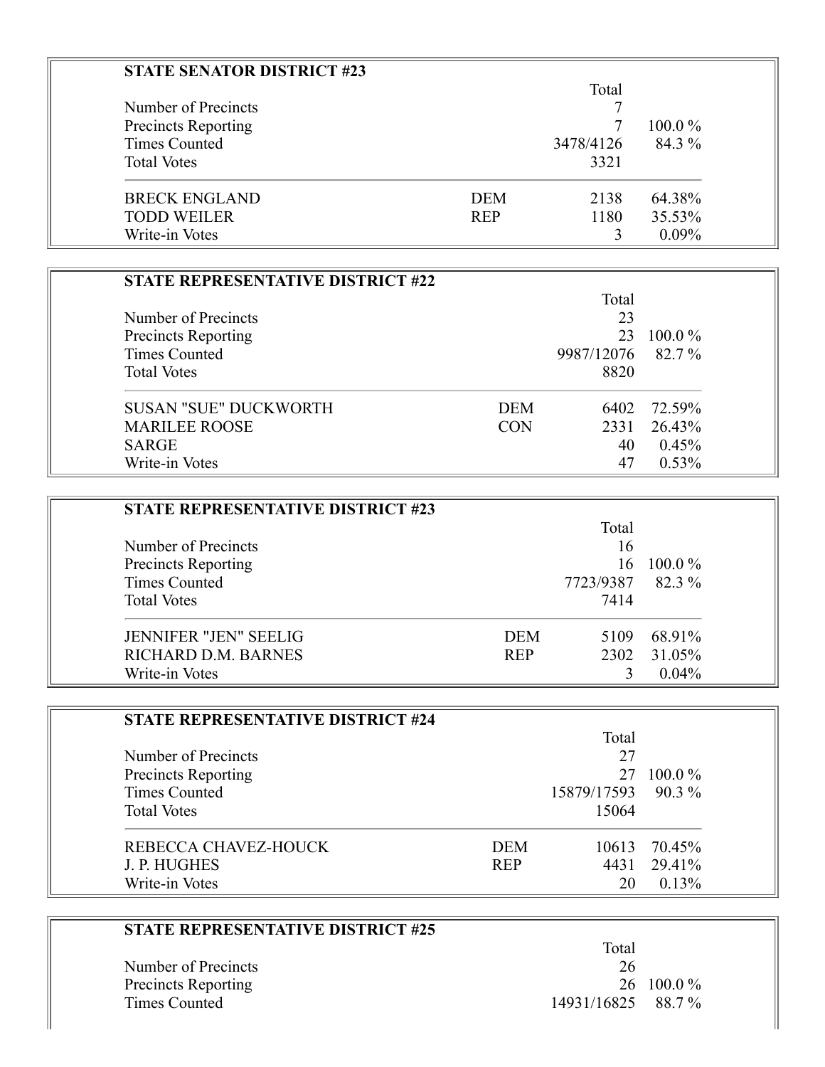### STATE SENATOR DISTRICT #23

| | | Total | |
|---|---|---|---|
| Number of Precincts | | 7 | |
| Precincts Reporting | | 7 | 100.0 % |
| Times Counted | | 3478/4126 | 84.3 % |
| Total Votes | | 3321 | |
| BRECK ENGLAND | DEM | 2138 | 64.38% |
| TODD WEILER | REP | 1180 | 35.53% |
| Write-in Votes | | 3 | 0.09% |

### STATE REPRESENTATIVE DISTRICT #22

| | | Total | |
|---|---|---|---|
| Number of Precincts | | 23 | |
| Precincts Reporting | | 23 | 100.0 % |
| Times Counted | | 9987/12076 | 82.7 % |
| Total Votes | | 8820 | |
| SUSAN "SUE" DUCKWORTH | DEM | 6402 | 72.59% |
| MARILEE ROOSE | CON | 2331 | 26.43% |
| SARGE | | 40 | 0.45% |
| Write-in Votes | | 47 | 0.53% |

### STATE REPRESENTATIVE DISTRICT #23

| | | Total | |
|---|---|---|---|
| Number of Precincts | | 16 | |
| Precincts Reporting | | 16 | 100.0 % |
| Times Counted | | 7723/9387 | 82.3 % |
| Total Votes | | 7414 | |
| JENNIFER "JEN" SEELIG | DEM | 5109 | 68.91% |
| RICHARD D.M. BARNES | REP | 2302 | 31.05% |
| Write-in Votes | | 3 | 0.04% |

### STATE REPRESENTATIVE DISTRICT #24

| | | Total | |
|---|---|---|---|
| Number of Precincts | | 27 | |
| Precincts Reporting | | 27 | 100.0 % |
| Times Counted | | 15879/17593 | 90.3 % |
| Total Votes | | 15064 | |
| REBECCA CHAVEZ-HOUCK | DEM | 10613 | 70.45% |
| J. P. HUGHES | REP | 4431 | 29.41% |
| Write-in Votes | | 20 | 0.13% |

### STATE REPRESENTATIVE DISTRICT #25

| | | Total | |
|---|---|---|---|
| Number of Precincts | | 26 | |
| Precincts Reporting | | 26 | 100.0 % |
| Times Counted | | 14931/16825 | 88.7 % |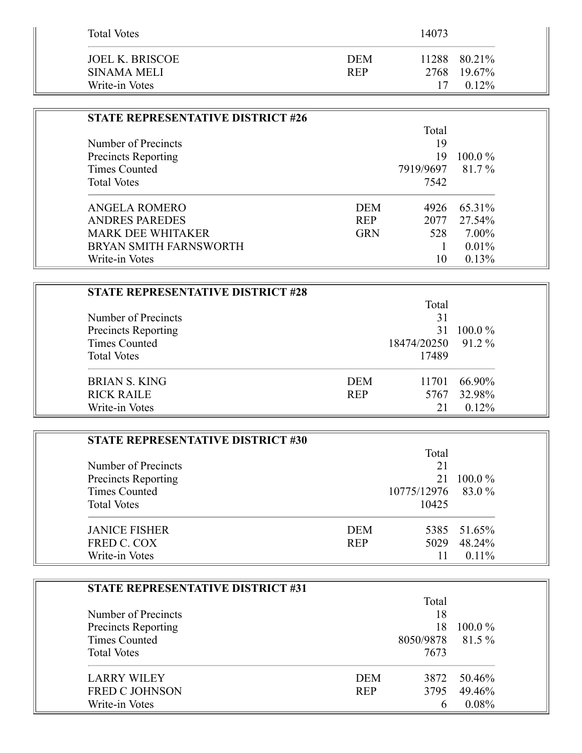| | | | |
|---|---|---|---|
| Total Votes | | 14073 | |
| JOEL K. BRISCOE | DEM | 11288 | 80.21% |
| SINAMA MELI | REP | 2768 | 19.67% |
| Write-in Votes | | 17 | 0.12% |

### STATE REPRESENTATIVE DISTRICT #26

| | | Total | |
|---|---|---|---|
| Number of Precincts | | 19 | |
| Precincts Reporting | | 19 | 100.0 % |
| Times Counted | | 7919/9697 | 81.7 % |
| Total Votes | | 7542 | |
| ANGELA ROMERO | DEM | 4926 | 65.31% |
| ANDRES PAREDES | REP | 2077 | 27.54% |
| MARK DEE WHITAKER | GRN | 528 | 7.00% |
| BRYAN SMITH FARNSWORTH | | 1 | 0.01% |
| Write-in Votes | | 10 | 0.13% |

### STATE REPRESENTATIVE DISTRICT #28

| | | Total | |
|---|---|---|---|
| Number of Precincts | | 31 | |
| Precincts Reporting | | 31 | 100.0 % |
| Times Counted | | 18474/20250 | 91.2 % |
| Total Votes | | 17489 | |
| BRIAN S. KING | DEM | 11701 | 66.90% |
| RICK RAILE | REP | 5767 | 32.98% |
| Write-in Votes | | 21 | 0.12% |

### STATE REPRESENTATIVE DISTRICT #30

| | | Total | |
|---|---|---|---|
| Number of Precincts | | 21 | |
| Precincts Reporting | | 21 | 100.0 % |
| Times Counted | | 10775/12976 | 83.0 % |
| Total Votes | | 10425 | |
| JANICE FISHER | DEM | 5385 | 51.65% |
| FRED C. COX | REP | 5029 | 48.24% |
| Write-in Votes | | 11 | 0.11% |

### STATE REPRESENTATIVE DISTRICT #31

| | | Total | |
|---|---|---|---|
| Number of Precincts | | 18 | |
| Precincts Reporting | | 18 | 100.0 % |
| Times Counted | | 8050/9878 | 81.5 % |
| Total Votes | | 7673 | |
| LARRY WILEY | DEM | 3872 | 50.46% |
| FRED C JOHNSON | REP | 3795 | 49.46% |
| Write-in Votes | | 6 | 0.08% |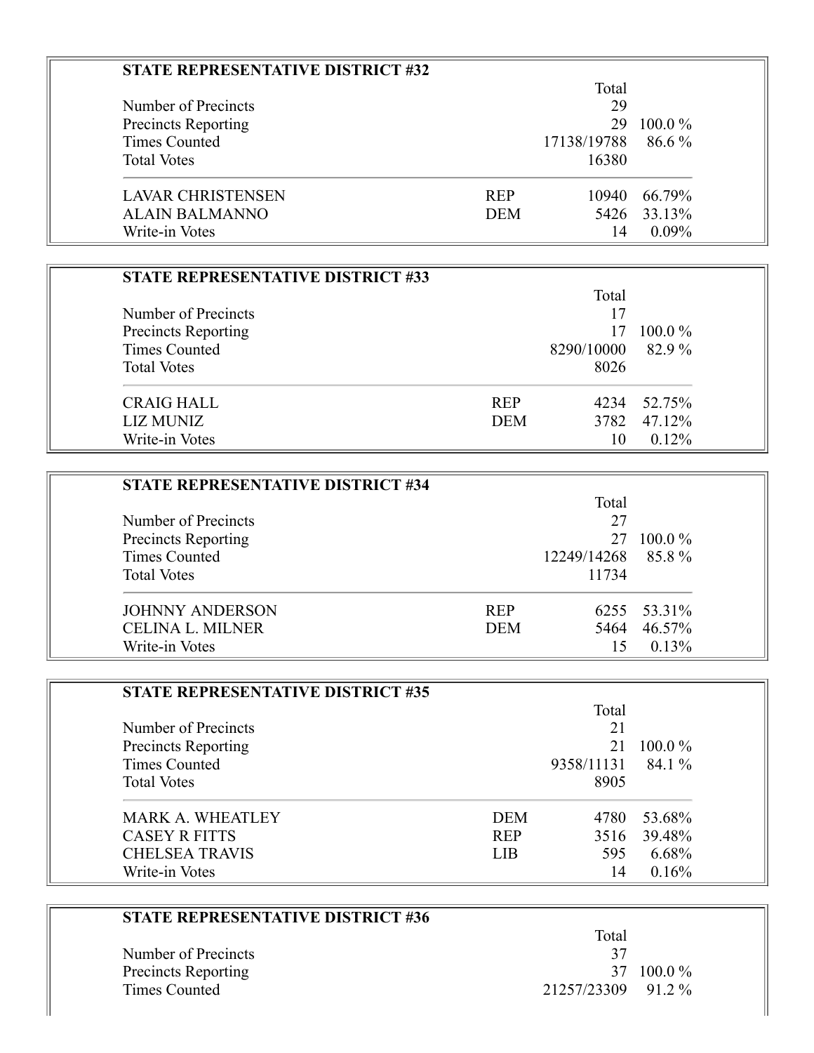### STATE REPRESENTATIVE DISTRICT #32

| | | Total | |
|---|---|---|---|
| Number of Precincts | | 29 | |
| Precincts Reporting | | 29 | 100.0 % |
| Times Counted | | 17138/19788 | 86.6 % |
| Total Votes | | 16380 | |
| LAVAR CHRISTENSEN | REP | 10940 | 66.79% |
| ALAIN BALMANNO | DEM | 5426 | 33.13% |
| Write-in Votes | | 14 | 0.09% |

### STATE REPRESENTATIVE DISTRICT #33

| | | Total | |
|---|---|---|---|
| Number of Precincts | | 17 | |
| Precincts Reporting | | 17 | 100.0 % |
| Times Counted | | 8290/10000 | 82.9 % |
| Total Votes | | 8026 | |
| CRAIG HALL | REP | 4234 | 52.75% |
| LIZ MUNIZ | DEM | 3782 | 47.12% |
| Write-in Votes | | 10 | 0.12% |

### STATE REPRESENTATIVE DISTRICT #34

| | | Total | |
|---|---|---|---|
| Number of Precincts | | 27 | |
| Precincts Reporting | | 27 | 100.0 % |
| Times Counted | | 12249/14268 | 85.8 % |
| Total Votes | | 11734 | |
| JOHNNY ANDERSON | REP | 6255 | 53.31% |
| CELINA L. MILNER | DEM | 5464 | 46.57% |
| Write-in Votes | | 15 | 0.13% |

### STATE REPRESENTATIVE DISTRICT #35

| | | Total | |
|---|---|---|---|
| Number of Precincts | | 21 | |
| Precincts Reporting | | 21 | 100.0 % |
| Times Counted | | 9358/11131 | 84.1 % |
| Total Votes | | 8905 | |
| MARK A. WHEATLEY | DEM | 4780 | 53.68% |
| CASEY R FITTS | REP | 3516 | 39.48% |
| CHELSEA TRAVIS | LIB | 595 | 6.68% |
| Write-in Votes | | 14 | 0.16% |

### STATE REPRESENTATIVE DISTRICT #36

| | | Total | |
|---|---|---|---|
| Number of Precincts | | 37 | |
| Precincts Reporting | | 37 | 100.0 % |
| Times Counted | | 21257/23309 | 91.2 % |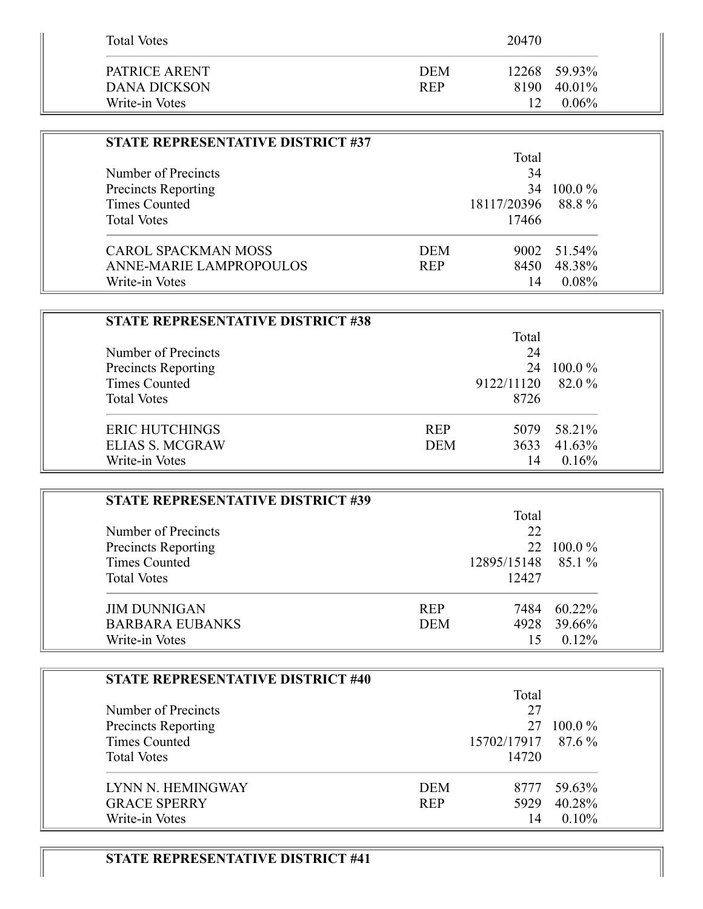| | | | |
|---|---|---|---|
| Total Votes | | 20470 | |
| PATRICE ARENT | DEM | 12268 | 59.93% |
| DANA DICKSON | REP | 8190 | 40.01% |
| Write-in Votes | | 12 | 0.06% |

### STATE REPRESENTATIVE DISTRICT #37

| | | Total | |
|---|---|---|---|
| Number of Precincts | | 34 | |
| Precincts Reporting | | 34 | 100.0 % |
| Times Counted | | 18117/20396 | 88.8 % |
| Total Votes | | 17466 | |
| CAROL SPACKMAN MOSS | DEM | 9002 | 51.54% |
| ANNE-MARIE LAMPROPOULOS | REP | 8450 | 48.38% |
| Write-in Votes | | 14 | 0.08% |

### STATE REPRESENTATIVE DISTRICT #38

| | | Total | |
|---|---|---|---|
| Number of Precincts | | 24 | |
| Precincts Reporting | | 24 | 100.0 % |
| Times Counted | | 9122/11120 | 82.0 % |
| Total Votes | | 8726 | |
| ERIC HUTCHINGS | REP | 5079 | 58.21% |
| ELIAS S. MCGRAW | DEM | 3633 | 41.63% |
| Write-in Votes | | 14 | 0.16% |

### STATE REPRESENTATIVE DISTRICT #39

| | | Total | |
|---|---|---|---|
| Number of Precincts | | 22 | |
| Precincts Reporting | | 22 | 100.0 % |
| Times Counted | | 12895/15148 | 85.1 % |
| Total Votes | | 12427 | |
| JIM DUNNIGAN | REP | 7484 | 60.22% |
| BARBARA EUBANKS | DEM | 4928 | 39.66% |
| Write-in Votes | | 15 | 0.12% |

### STATE REPRESENTATIVE DISTRICT #40

| | | Total | |
|---|---|---|---|
| Number of Precincts | | 27 | |
| Precincts Reporting | | 27 | 100.0 % |
| Times Counted | | 15702/17917 | 87.6 % |
| Total Votes | | 14720 | |
| LYNN N. HEMINGWAY | DEM | 8777 | 59.63% |
| GRACE SPERRY | REP | 5929 | 40.28% |
| Write-in Votes | | 14 | 0.10% |

### STATE REPRESENTATIVE DISTRICT #41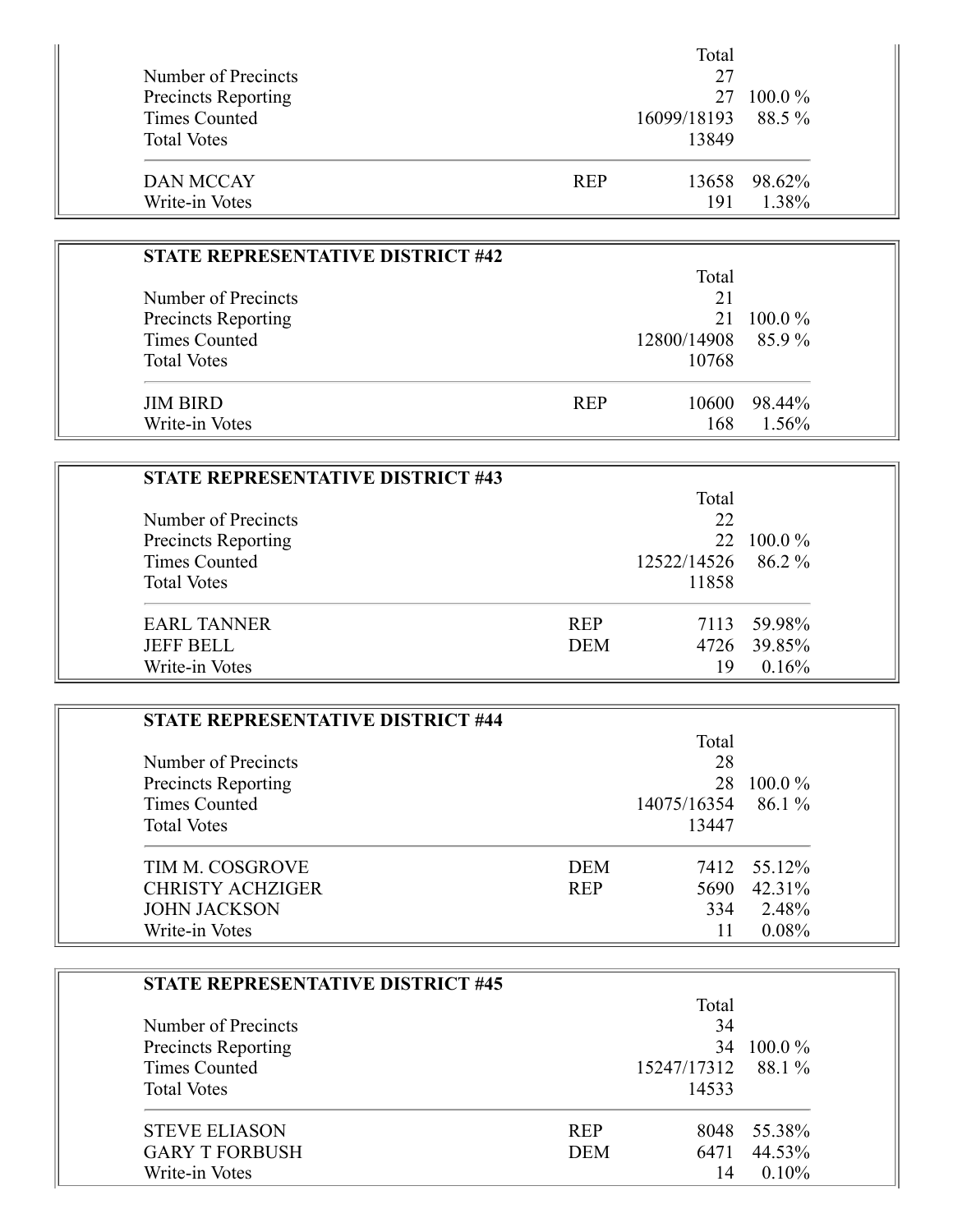|  |  | Total |  |
|---|---|---|---|
| Number of Precincts |  | 27 |  |
| Precincts Reporting |  | 27 | 100.0 % |
| Times Counted |  | 16099/18193 | 88.5 % |
| Total Votes |  | 13849 |  |
| DAN MCCAY | REP | 13658 | 98.62% |
| Write-in Votes |  | 191 | 1.38% |

## STATE REPRESENTATIVE DISTRICT #42

|  |  | Total |  |
|---|---|---|---|
| Number of Precincts |  | 21 |  |
| Precincts Reporting |  | 21 | 100.0 % |
| Times Counted |  | 12800/14908 | 85.9 % |
| Total Votes |  | 10768 |  |
| JIM BIRD | REP | 10600 | 98.44% |
| Write-in Votes |  | 168 | 1.56% |

## STATE REPRESENTATIVE DISTRICT #43

|  |  | Total |  |
|---|---|---|---|
| Number of Precincts |  | 22 |  |
| Precincts Reporting |  | 22 | 100.0 % |
| Times Counted |  | 12522/14526 | 86.2 % |
| Total Votes |  | 11858 |  |
| EARL TANNER | REP | 7113 | 59.98% |
| JEFF BELL | DEM | 4726 | 39.85% |
| Write-in Votes |  | 19 | 0.16% |

## STATE REPRESENTATIVE DISTRICT #44

|  |  | Total |  |
|---|---|---|---|
| Number of Precincts |  | 28 |  |
| Precincts Reporting |  | 28 | 100.0 % |
| Times Counted |  | 14075/16354 | 86.1 % |
| Total Votes |  | 13447 |  |
| TIM M. COSGROVE | DEM | 7412 | 55.12% |
| CHRISTY ACHZIGER | REP | 5690 | 42.31% |
| JOHN JACKSON |  | 334 | 2.48% |
| Write-in Votes |  | 11 | 0.08% |

## STATE REPRESENTATIVE DISTRICT #45

|  |  | Total |  |
|---|---|---|---|
| Number of Precincts |  | 34 |  |
| Precincts Reporting |  | 34 | 100.0 % |
| Times Counted |  | 15247/17312 | 88.1 % |
| Total Votes |  | 14533 |  |
| STEVE ELIASON | REP | 8048 | 55.38% |
| GARY T FORBUSH | DEM | 6471 | 44.53% |
| Write-in Votes |  | 14 | 0.10% |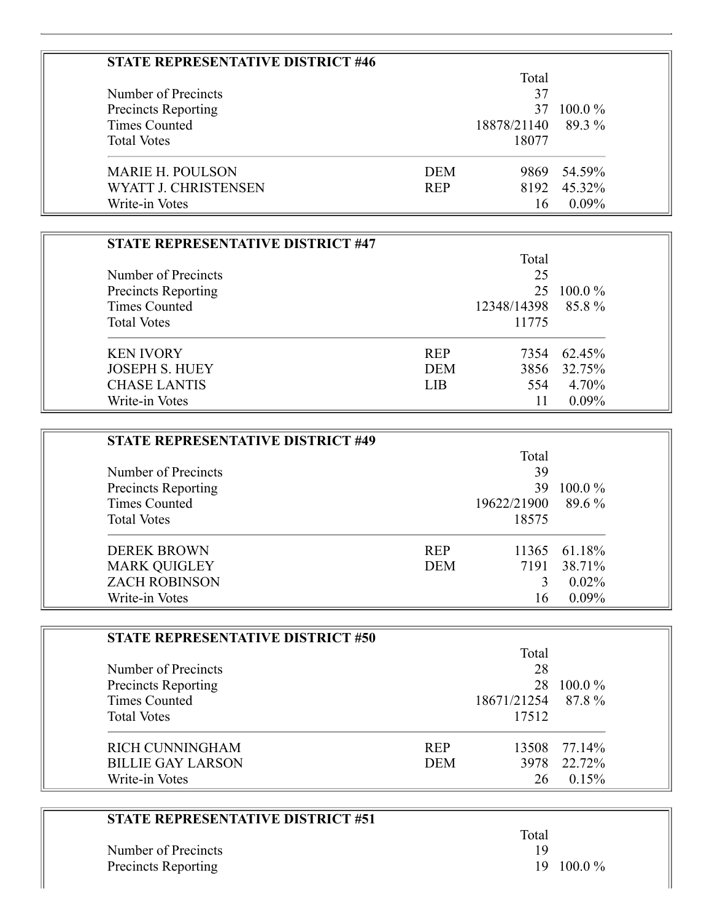## STATE REPRESENTATIVE DISTRICT #46

| | | Total | |
|---|---|---|---|
| Number of Precincts | | 37 | |
| Precincts Reporting | | 37 | 100.0 % |
| Times Counted | | 18878/21140 | 89.3 % |
| Total Votes | | 18077 | |
| MARIE H. POULSON | DEM | 9869 | 54.59% |
| WYATT J. CHRISTENSEN | REP | 8192 | 45.32% |
| Write-in Votes | | 16 | 0.09% |

## STATE REPRESENTATIVE DISTRICT #47

| | | Total | |
|---|---|---|---|
| Number of Precincts | | 25 | |
| Precincts Reporting | | 25 | 100.0 % |
| Times Counted | | 12348/14398 | 85.8 % |
| Total Votes | | 11775 | |
| KEN IVORY | REP | 7354 | 62.45% |
| JOSEPH S. HUEY | DEM | 3856 | 32.75% |
| CHASE LANTIS | LIB | 554 | 4.70% |
| Write-in Votes | | 11 | 0.09% |

## STATE REPRESENTATIVE DISTRICT #49

| | | Total | |
|---|---|---|---|
| Number of Precincts | | 39 | |
| Precincts Reporting | | 39 | 100.0 % |
| Times Counted | | 19622/21900 | 89.6 % |
| Total Votes | | 18575 | |
| DEREK BROWN | REP | 11365 | 61.18% |
| MARK QUIGLEY | DEM | 7191 | 38.71% |
| ZACH ROBINSON | | 3 | 0.02% |
| Write-in Votes | | 16 | 0.09% |

## STATE REPRESENTATIVE DISTRICT #50

| | | Total | |
|---|---|---|---|
| Number of Precincts | | 28 | |
| Precincts Reporting | | 28 | 100.0 % |
| Times Counted | | 18671/21254 | 87.8 % |
| Total Votes | | 17512 | |
| RICH CUNNINGHAM | REP | 13508 | 77.14% |
| BILLIE GAY LARSON | DEM | 3978 | 22.72% |
| Write-in Votes | | 26 | 0.15% |

## STATE REPRESENTATIVE DISTRICT #51

| | | Total | |
|---|---|---|---|
| Number of Precincts | | 19 | |
| Precincts Reporting | | 19 | 100.0 % |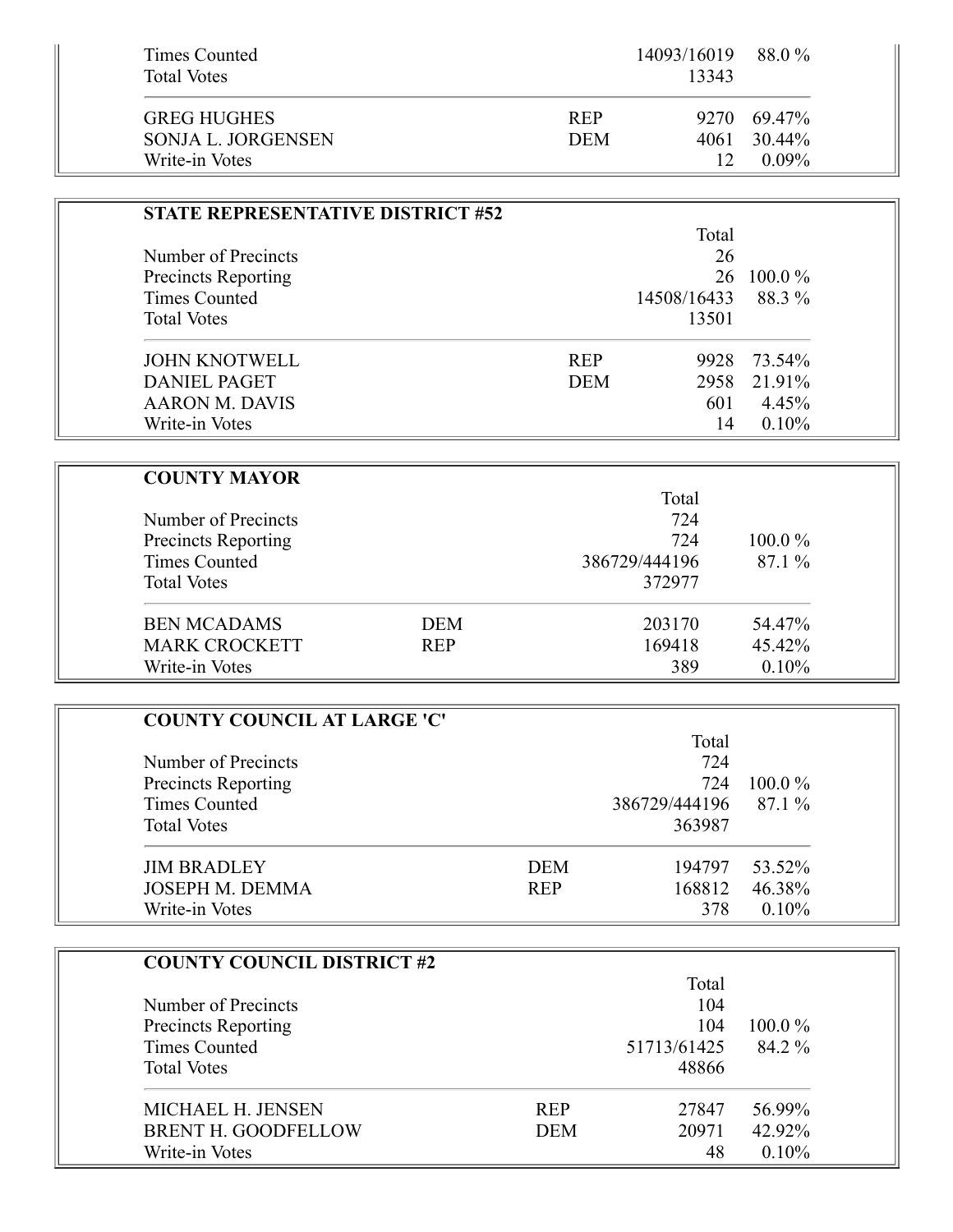| | | | |
|---|---|---|---|
| Times Counted | | 14093/16019 | 88.0 % |
| Total Votes | | 13343 | |
| GREG HUGHES | REP | 9270 | 69.47% |
| SONJA L. JORGENSEN | DEM | 4061 | 30.44% |
| Write-in Votes | | 12 | 0.09% |

### STATE REPRESENTATIVE DISTRICT #52

| | | Total | |
|---|---|---|---|
| Number of Precincts | | 26 | |
| Precincts Reporting | | 26 | 100.0 % |
| Times Counted | | 14508/16433 | 88.3 % |
| Total Votes | | 13501 | |
| JOHN KNOTWELL | REP | 9928 | 73.54% |
| DANIEL PAGET | DEM | 2958 | 21.91% |
| AARON M. DAVIS | | 601 | 4.45% |
| Write-in Votes | | 14 | 0.10% |

### COUNTY MAYOR

| | | Total | |
|---|---|---|---|
| Number of Precincts | | 724 | |
| Precincts Reporting | | 724 | 100.0 % |
| Times Counted | | 386729/444196 | 87.1 % |
| Total Votes | | 372977 | |
| BEN MCADAMS | DEM | 203170 | 54.47% |
| MARK CROCKETT | REP | 169418 | 45.42% |
| Write-in Votes | | 389 | 0.10% |

### COUNTY COUNCIL AT LARGE 'C'

| | | Total | |
|---|---|---|---|
| Number of Precincts | | 724 | |
| Precincts Reporting | | 724 | 100.0 % |
| Times Counted | | 386729/444196 | 87.1 % |
| Total Votes | | 363987 | |
| JIM BRADLEY | DEM | 194797 | 53.52% |
| JOSEPH M. DEMMA | REP | 168812 | 46.38% |
| Write-in Votes | | 378 | 0.10% |

### COUNTY COUNCIL DISTRICT #2

| | | Total | |
|---|---|---|---|
| Number of Precincts | | 104 | |
| Precincts Reporting | | 104 | 100.0 % |
| Times Counted | | 51713/61425 | 84.2 % |
| Total Votes | | 48866 | |
| MICHAEL H. JENSEN | REP | 27847 | 56.99% |
| BRENT H. GOODFELLOW | DEM | 20971 | 42.92% |
| Write-in Votes | | 48 | 0.10% |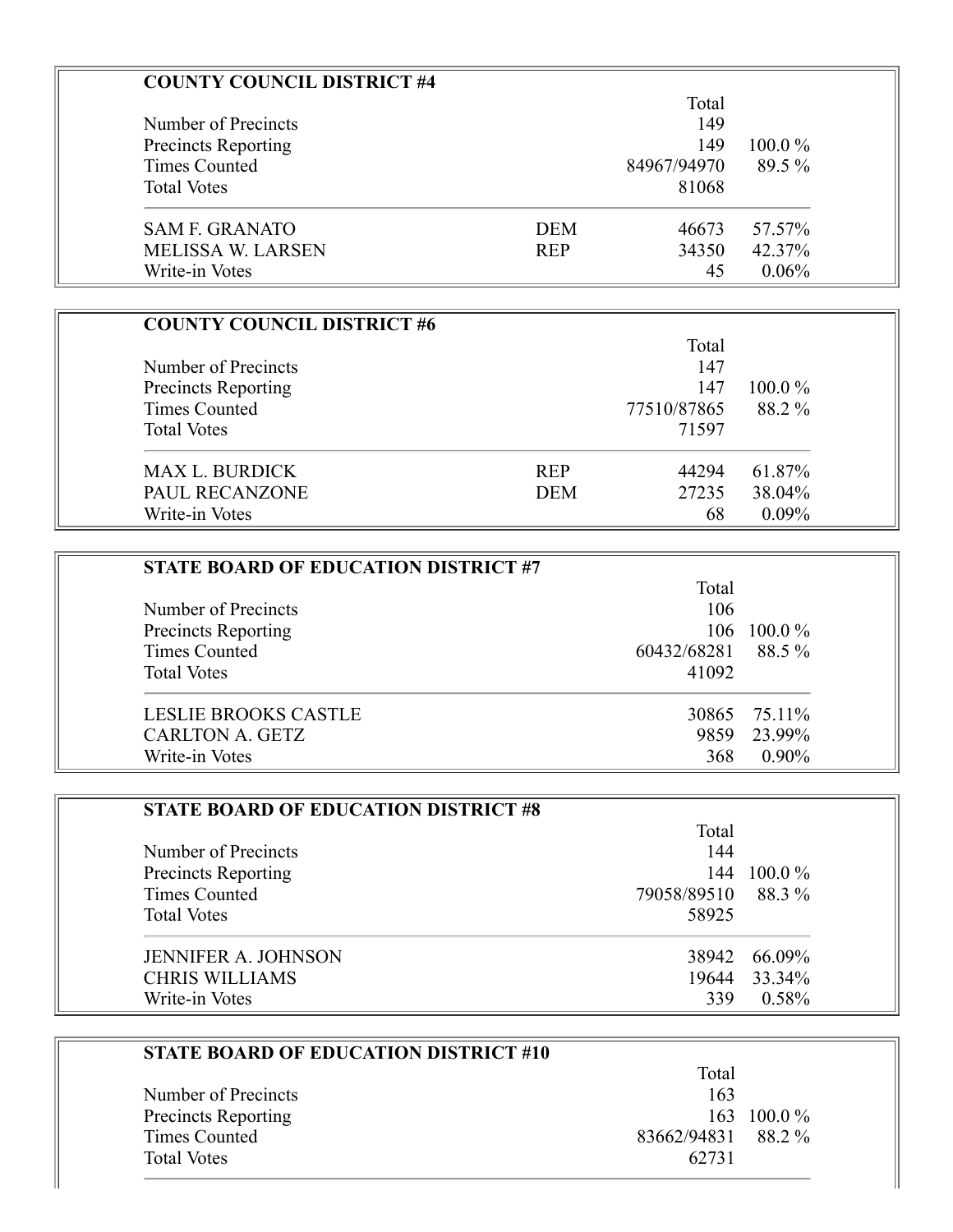## COUNTY COUNCIL DISTRICT #4

| | | Total | |
|---|---|---|---|
| Number of Precincts | | 149 | |
| Precincts Reporting | | 149 | 100.0 % |
| Times Counted | | 84967/94970 | 89.5 % |
| Total Votes | | 81068 | |
| SAM F. GRANATO | DEM | 46673 | 57.57% |
| MELISSA W. LARSEN | REP | 34350 | 42.37% |
| Write-in Votes | | 45 | 0.06% |

## COUNTY COUNCIL DISTRICT #6

| | | Total | |
|---|---|---|---|
| Number of Precincts | | 147 | |
| Precincts Reporting | | 147 | 100.0 % |
| Times Counted | | 77510/87865 | 88.2 % |
| Total Votes | | 71597 | |
| MAX L. BURDICK | REP | 44294 | 61.87% |
| PAUL RECANZONE | DEM | 27235 | 38.04% |
| Write-in Votes | | 68 | 0.09% |

## STATE BOARD OF EDUCATION DISTRICT #7

| | Total | |
|---|---|---|
| Number of Precincts | 106 | |
| Precincts Reporting | 106 | 100.0 % |
| Times Counted | 60432/68281 | 88.5 % |
| Total Votes | 41092 | |
| LESLIE BROOKS CASTLE | 30865 | 75.11% |
| CARLTON A. GETZ | 9859 | 23.99% |
| Write-in Votes | 368 | 0.90% |

## STATE BOARD OF EDUCATION DISTRICT #8

| | Total | |
|---|---|---|
| Number of Precincts | 144 | |
| Precincts Reporting | 144 | 100.0 % |
| Times Counted | 79058/89510 | 88.3 % |
| Total Votes | 58925 | |
| JENNIFER A. JOHNSON | 38942 | 66.09% |
| CHRIS WILLIAMS | 19644 | 33.34% |
| Write-in Votes | 339 | 0.58% |

## STATE BOARD OF EDUCATION DISTRICT #10

| | Total | |
|---|---|---|
| Number of Precincts | 163 | |
| Precincts Reporting | 163 | 100.0 % |
| Times Counted | 83662/94831 | 88.2 % |
| Total Votes | 62731 | |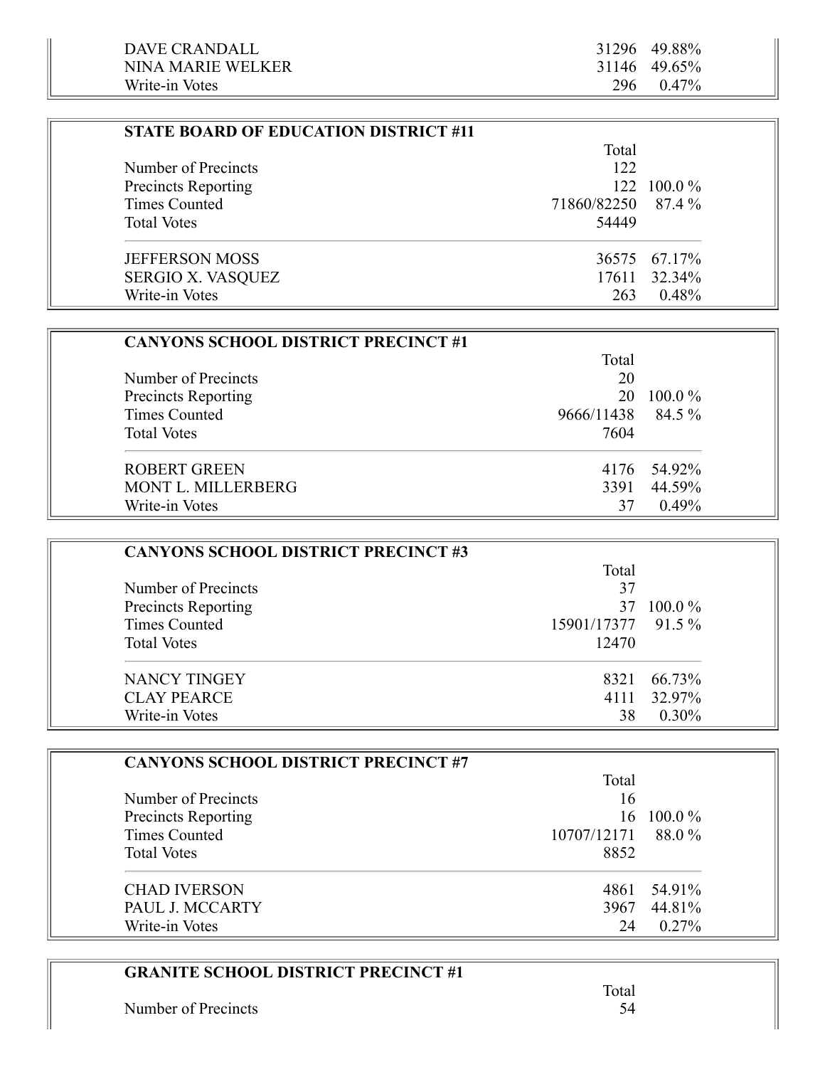| | | |
|---|---|---|
| DAVE CRANDALL | 31296 | 49.88% |
| NINA MARIE WELKER | 31146 | 49.65% |
| Write-in Votes | 296 | 0.47% |

**STATE BOARD OF EDUCATION DISTRICT #11**

| | Total | |
|---|---|---|
| Number of Precincts | 122 | |
| Precincts Reporting | 122 | 100.0 % |
| Times Counted | 71860/82250 | 87.4 % |
| Total Votes | 54449 | |
| JEFFERSON MOSS | 36575 | 67.17% |
| SERGIO X. VASQUEZ | 17611 | 32.34% |
| Write-in Votes | 263 | 0.48% |

**CANYONS SCHOOL DISTRICT PRECINCT #1**

| | Total | |
|---|---|---|
| Number of Precincts | 20 | |
| Precincts Reporting | 20 | 100.0 % |
| Times Counted | 9666/11438 | 84.5 % |
| Total Votes | 7604 | |
| ROBERT GREEN | 4176 | 54.92% |
| MONT L. MILLERBERG | 3391 | 44.59% |
| Write-in Votes | 37 | 0.49% |

**CANYONS SCHOOL DISTRICT PRECINCT #3**

| | Total | |
|---|---|---|
| Number of Precincts | 37 | |
| Precincts Reporting | 37 | 100.0 % |
| Times Counted | 15901/17377 | 91.5 % |
| Total Votes | 12470 | |
| NANCY TINGEY | 8321 | 66.73% |
| CLAY PEARCE | 4111 | 32.97% |
| Write-in Votes | 38 | 0.30% |

**CANYONS SCHOOL DISTRICT PRECINCT #7**

| | Total | |
|---|---|---|
| Number of Precincts | 16 | |
| Precincts Reporting | 16 | 100.0 % |
| Times Counted | 10707/12171 | 88.0 % |
| Total Votes | 8852 | |
| CHAD IVERSON | 4861 | 54.91% |
| PAUL J. MCCARTY | 3967 | 44.81% |
| Write-in Votes | 24 | 0.27% |

**GRANITE SCHOOL DISTRICT PRECINCT #1**

| | Total | |
|---|---|---|
| Number of Precincts | 54 | |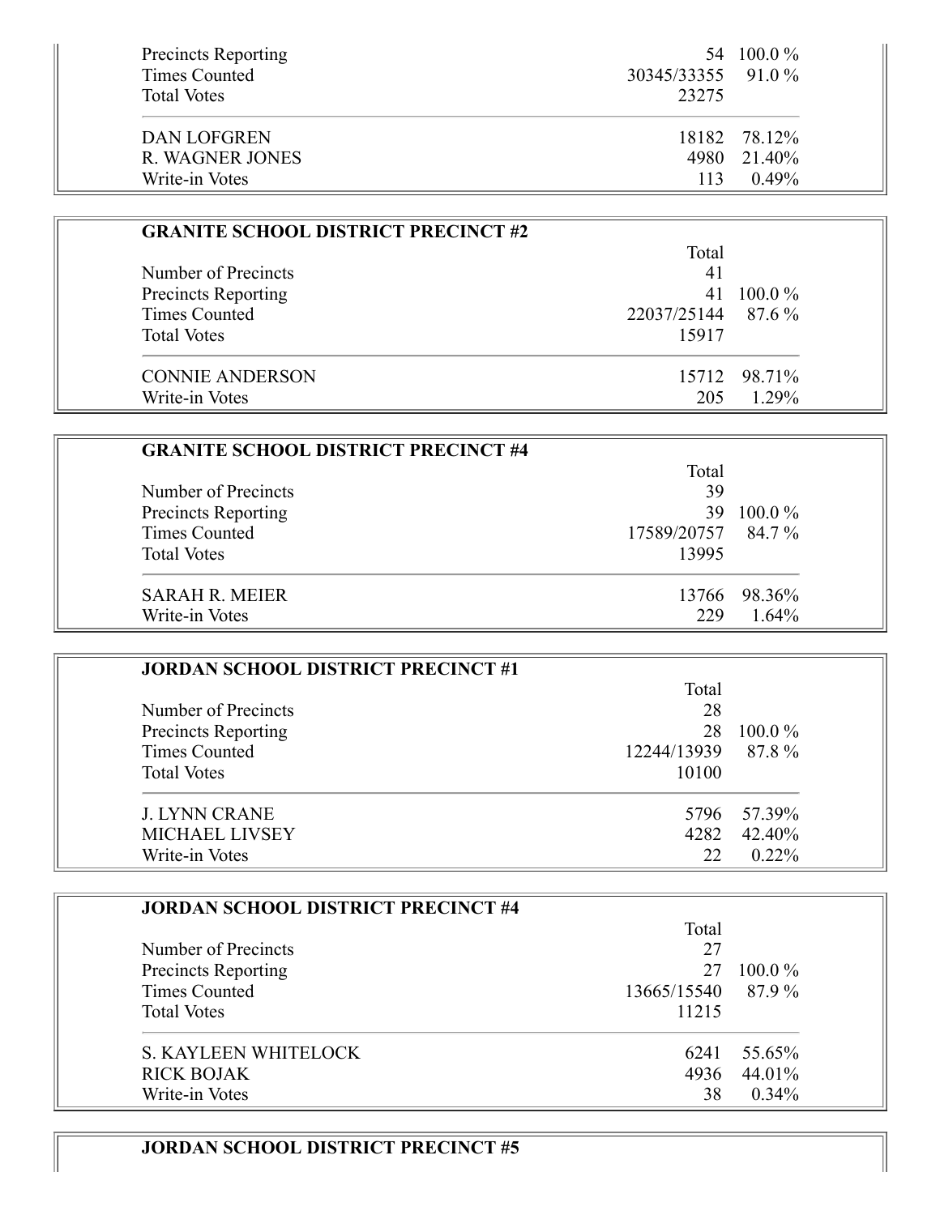| | | |
|---|---|---|
| Precincts Reporting | 54 | 100.0 % |
| Times Counted | 30345/33355 | 91.0 % |
| Total Votes | 23275 | |
| DAN LOFGREN | 18182 | 78.12% |
| R. WAGNER JONES | 4980 | 21.40% |
| Write-in Votes | 113 | 0.49% |

**GRANITE SCHOOL DISTRICT PRECINCT #2**

| | Total | |
|---|---|---|
| Number of Precincts | 41 | |
| Precincts Reporting | 41 | 100.0 % |
| Times Counted | 22037/25144 | 87.6 % |
| Total Votes | 15917 | |
| CONNIE ANDERSON | 15712 | 98.71% |
| Write-in Votes | 205 | 1.29% |

**GRANITE SCHOOL DISTRICT PRECINCT #4**

| | Total | |
|---|---|---|
| Number of Precincts | 39 | |
| Precincts Reporting | 39 | 100.0 % |
| Times Counted | 17589/20757 | 84.7 % |
| Total Votes | 13995 | |
| SARAH R. MEIER | 13766 | 98.36% |
| Write-in Votes | 229 | 1.64% |

**JORDAN SCHOOL DISTRICT PRECINCT #1**

| | Total | |
|---|---|---|
| Number of Precincts | 28 | |
| Precincts Reporting | 28 | 100.0 % |
| Times Counted | 12244/13939 | 87.8 % |
| Total Votes | 10100 | |
| J. LYNN CRANE | 5796 | 57.39% |
| MICHAEL LIVSEY | 4282 | 42.40% |
| Write-in Votes | 22 | 0.22% |

**JORDAN SCHOOL DISTRICT PRECINCT #4**

| | Total | |
|---|---|---|
| Number of Precincts | 27 | |
| Precincts Reporting | 27 | 100.0 % |
| Times Counted | 13665/15540 | 87.9 % |
| Total Votes | 11215 | |
| S. KAYLEEN WHITELOCK | 6241 | 55.65% |
| RICK BOJAK | 4936 | 44.01% |
| Write-in Votes | 38 | 0.34% |

**JORDAN SCHOOL DISTRICT PRECINCT #5**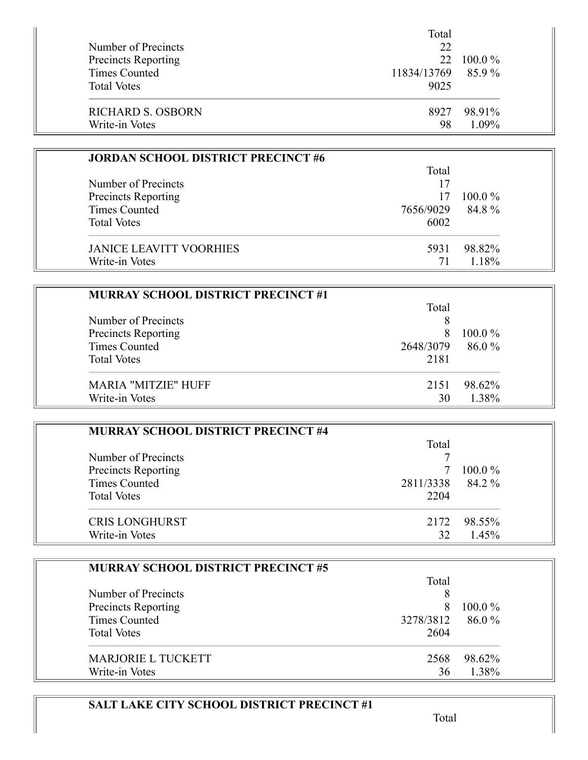| | Total | |
|---|---|---|
| Number of Precincts | 22 | |
| Precincts Reporting | 22 | 100.0 % |
| Times Counted | 11834/13769 | 85.9 % |
| Total Votes | 9025 | |
| RICHARD S. OSBORN | 8927 | 98.91% |
| Write-in Votes | 98 | 1.09% |

**JORDAN SCHOOL DISTRICT PRECINCT #6**

| | Total | |
|---|---|---|
| Number of Precincts | 17 | |
| Precincts Reporting | 17 | 100.0 % |
| Times Counted | 7656/9029 | 84.8 % |
| Total Votes | 6002 | |
| JANICE LEAVITT VOORHIES | 5931 | 98.82% |
| Write-in Votes | 71 | 1.18% |

**MURRAY SCHOOL DISTRICT PRECINCT #1**

| | Total | |
|---|---|---|
| Number of Precincts | 8 | |
| Precincts Reporting | 8 | 100.0 % |
| Times Counted | 2648/3079 | 86.0 % |
| Total Votes | 2181 | |
| MARIA "MITZIE" HUFF | 2151 | 98.62% |
| Write-in Votes | 30 | 1.38% |

**MURRAY SCHOOL DISTRICT PRECINCT #4**

| | Total | |
|---|---|---|
| Number of Precincts | 7 | |
| Precincts Reporting | 7 | 100.0 % |
| Times Counted | 2811/3338 | 84.2 % |
| Total Votes | 2204 | |
| CRIS LONGHURST | 2172 | 98.55% |
| Write-in Votes | 32 | 1.45% |

**MURRAY SCHOOL DISTRICT PRECINCT #5**

| | Total | |
|---|---|---|
| Number of Precincts | 8 | |
| Precincts Reporting | 8 | 100.0 % |
| Times Counted | 3278/3812 | 86.0 % |
| Total Votes | 2604 | |
| MARJORIE L TUCKETT | 2568 | 98.62% |
| Write-in Votes | 36 | 1.38% |

**SALT LAKE CITY SCHOOL DISTRICT PRECINCT #1**

| | Total | |
|---|---|---|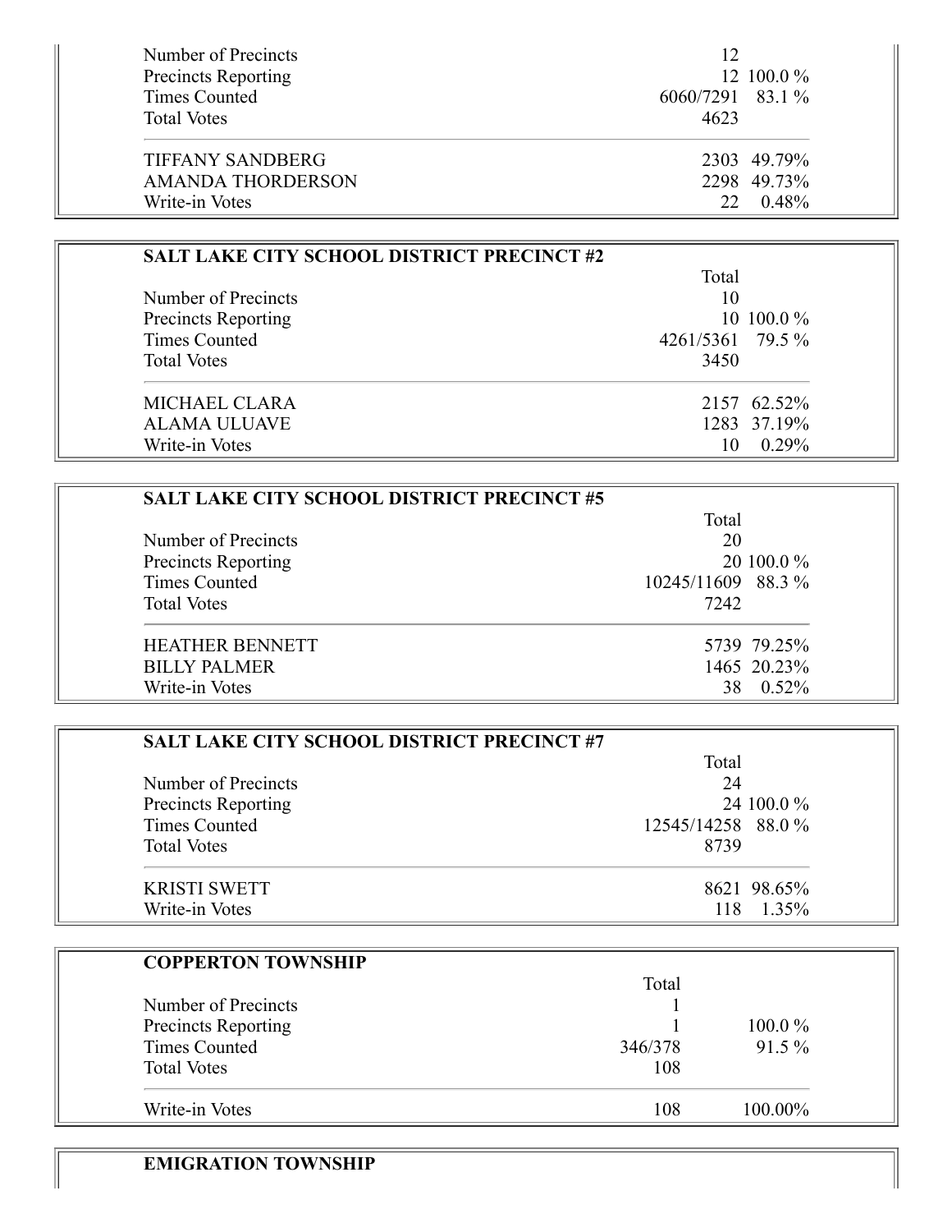| | Total | |
|---|---|---|
| Number of Precincts | 12 | |
| Precincts Reporting | 12 | 100.0 % |
| Times Counted | 6060/7291 | 83.1 % |
| Total Votes | 4623 | |
| TIFFANY SANDBERG | 2303 | 49.79% |
| AMANDA THORDERSON | 2298 | 49.73% |
| Write-in Votes | 22 | 0.48% |

### SALT LAKE CITY SCHOOL DISTRICT PRECINCT #2

| | Total | |
|---|---|---|
| Number of Precincts | 10 | |
| Precincts Reporting | 10 | 100.0 % |
| Times Counted | 4261/5361 | 79.5 % |
| Total Votes | 3450 | |
| MICHAEL CLARA | 2157 | 62.52% |
| ALAMA ULUAVE | 1283 | 37.19% |
| Write-in Votes | 10 | 0.29% |

### SALT LAKE CITY SCHOOL DISTRICT PRECINCT #5

| | Total | |
|---|---|---|
| Number of Precincts | 20 | |
| Precincts Reporting | 20 | 100.0 % |
| Times Counted | 10245/11609 | 88.3 % |
| Total Votes | 7242 | |
| HEATHER BENNETT | 5739 | 79.25% |
| BILLY PALMER | 1465 | 20.23% |
| Write-in Votes | 38 | 0.52% |

### SALT LAKE CITY SCHOOL DISTRICT PRECINCT #7

| | Total | |
|---|---|---|
| Number of Precincts | 24 | |
| Precincts Reporting | 24 | 100.0 % |
| Times Counted | 12545/14258 | 88.0 % |
| Total Votes | 8739 | |
| KRISTI SWETT | 8621 | 98.65% |
| Write-in Votes | 118 | 1.35% |

### COPPERTON TOWNSHIP

| | Total | |
|---|---|---|
| Number of Precincts | 1 | |
| Precincts Reporting | 1 | 100.0 % |
| Times Counted | 346/378 | 91.5 % |
| Total Votes | 108 | |
| Write-in Votes | 108 | 100.00% |

### EMIGRATION TOWNSHIP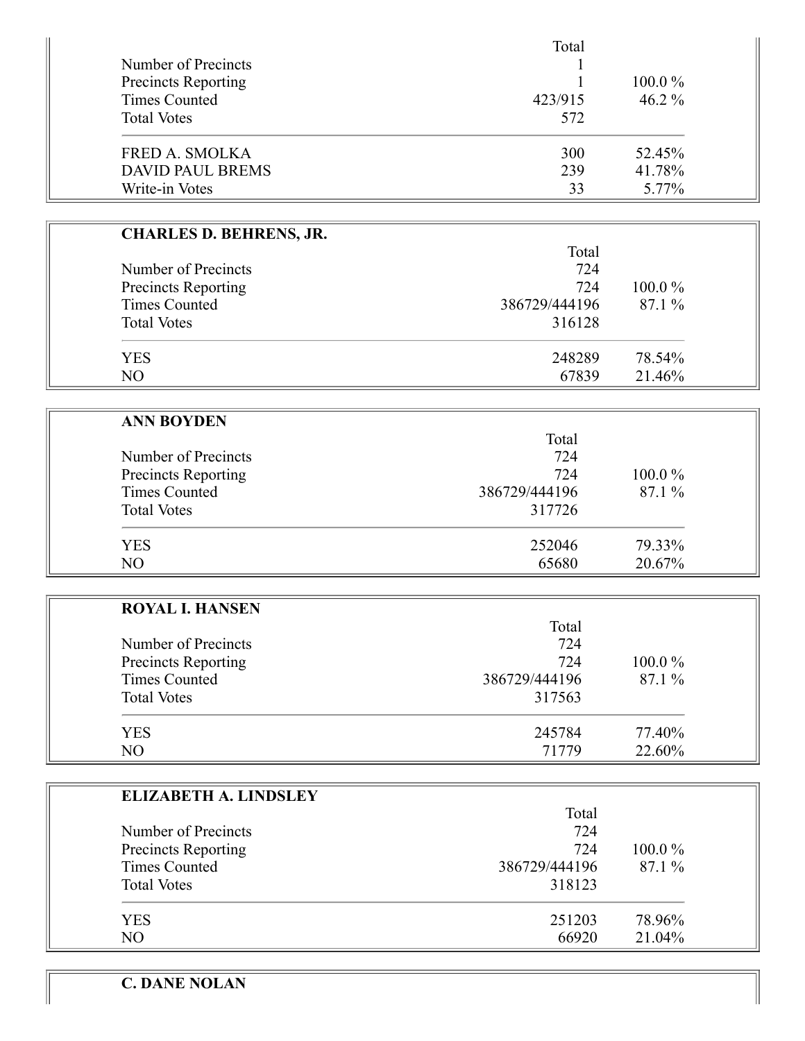| | Total | |
|---|---|---|
| Number of Precincts | 1 | |
| Precincts Reporting | 1 | 100.0 % |
| Times Counted | 423/915 | 46.2 % |
| Total Votes | 572 | |
| FRED A. SMOLKA | 300 | 52.45% |
| DAVID PAUL BREMS | 239 | 41.78% |
| Write-in Votes | 33 | 5.77% |

**CHARLES D. BEHRENS, JR.**

| | Total | |
|---|---|---|
| Number of Precincts | 724 | |
| Precincts Reporting | 724 | 100.0 % |
| Times Counted | 386729/444196 | 87.1 % |
| Total Votes | 316128 | |
| YES | 248289 | 78.54% |
| NO | 67839 | 21.46% |

**ANN BOYDEN**

| | Total | |
|---|---|---|
| Number of Precincts | 724 | |
| Precincts Reporting | 724 | 100.0 % |
| Times Counted | 386729/444196 | 87.1 % |
| Total Votes | 317726 | |
| YES | 252046 | 79.33% |
| NO | 65680 | 20.67% |

**ROYAL I. HANSEN**

| | Total | |
|---|---|---|
| Number of Precincts | 724 | |
| Precincts Reporting | 724 | 100.0 % |
| Times Counted | 386729/444196 | 87.1 % |
| Total Votes | 317563 | |
| YES | 245784 | 77.40% |
| NO | 71779 | 22.60% |

**ELIZABETH A. LINDSLEY**

| | Total | |
|---|---|---|
| Number of Precincts | 724 | |
| Precincts Reporting | 724 | 100.0 % |
| Times Counted | 386729/444196 | 87.1 % |
| Total Votes | 318123 | |
| YES | 251203 | 78.96% |
| NO | 66920 | 21.04% |

**C. DANE NOLAN**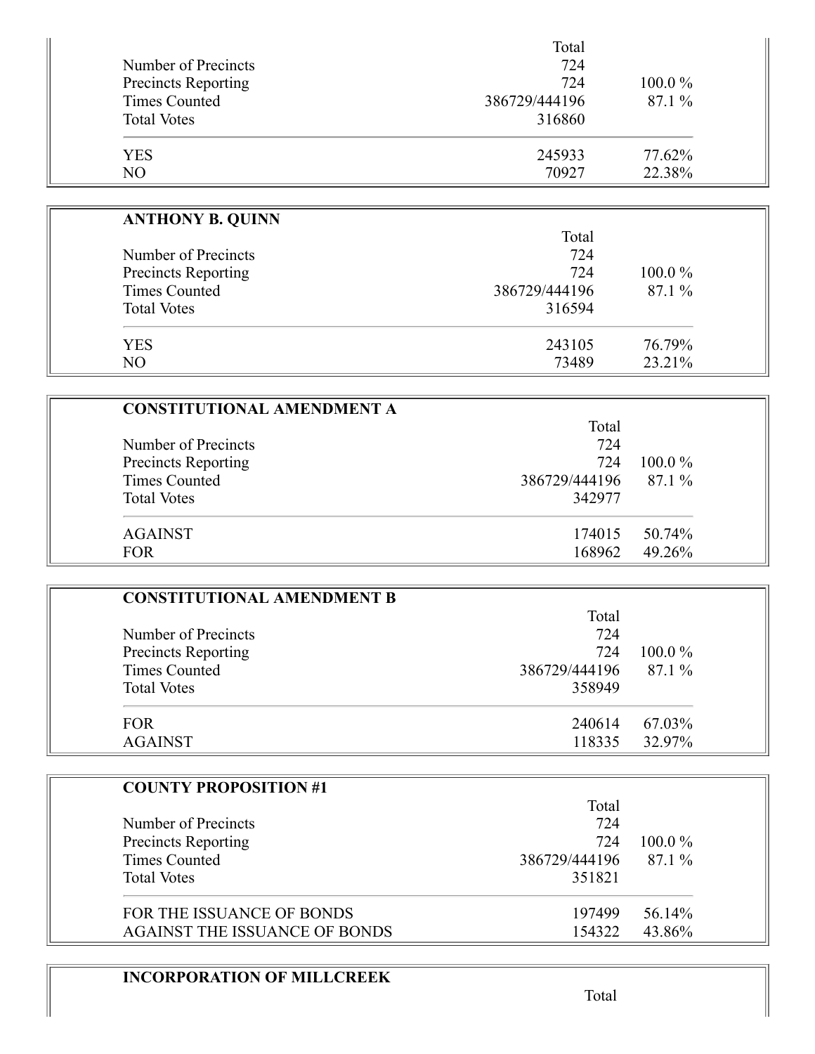| | Total | |
|---|---|---|
| Number of Precincts | 724 | |
| Precincts Reporting | 724 | 100.0 % |
| Times Counted | 386729/444196 | 87.1 % |
| Total Votes | 316860 | |
| YES | 245933 | 77.62% |
| NO | 70927 | 22.38% |

**ANTHONY B. QUINN**

| | Total | |
|---|---|---|
| Number of Precincts | 724 | |
| Precincts Reporting | 724 | 100.0 % |
| Times Counted | 386729/444196 | 87.1 % |
| Total Votes | 316594 | |
| YES | 243105 | 76.79% |
| NO | 73489 | 23.21% |

**CONSTITUTIONAL AMENDMENT A**

| | Total | |
|---|---|---|
| Number of Precincts | 724 | |
| Precincts Reporting | 724 | 100.0 % |
| Times Counted | 386729/444196 | 87.1 % |
| Total Votes | 342977 | |
| AGAINST | 174015 | 50.74% |
| FOR | 168962 | 49.26% |

**CONSTITUTIONAL AMENDMENT B**

| | Total | |
|---|---|---|
| Number of Precincts | 724 | |
| Precincts Reporting | 724 | 100.0 % |
| Times Counted | 386729/444196 | 87.1 % |
| Total Votes | 358949 | |
| FOR | 240614 | 67.03% |
| AGAINST | 118335 | 32.97% |

**COUNTY PROPOSITION #1**

| | Total | |
|---|---|---|
| Number of Precincts | 724 | |
| Precincts Reporting | 724 | 100.0 % |
| Times Counted | 386729/444196 | 87.1 % |
| Total Votes | 351821 | |
| FOR THE ISSUANCE OF BONDS | 197499 | 56.14% |
| AGAINST THE ISSUANCE OF BONDS | 154322 | 43.86% |

**INCORPORATION OF MILLCREEK**

| | Total | |
|---|---|---|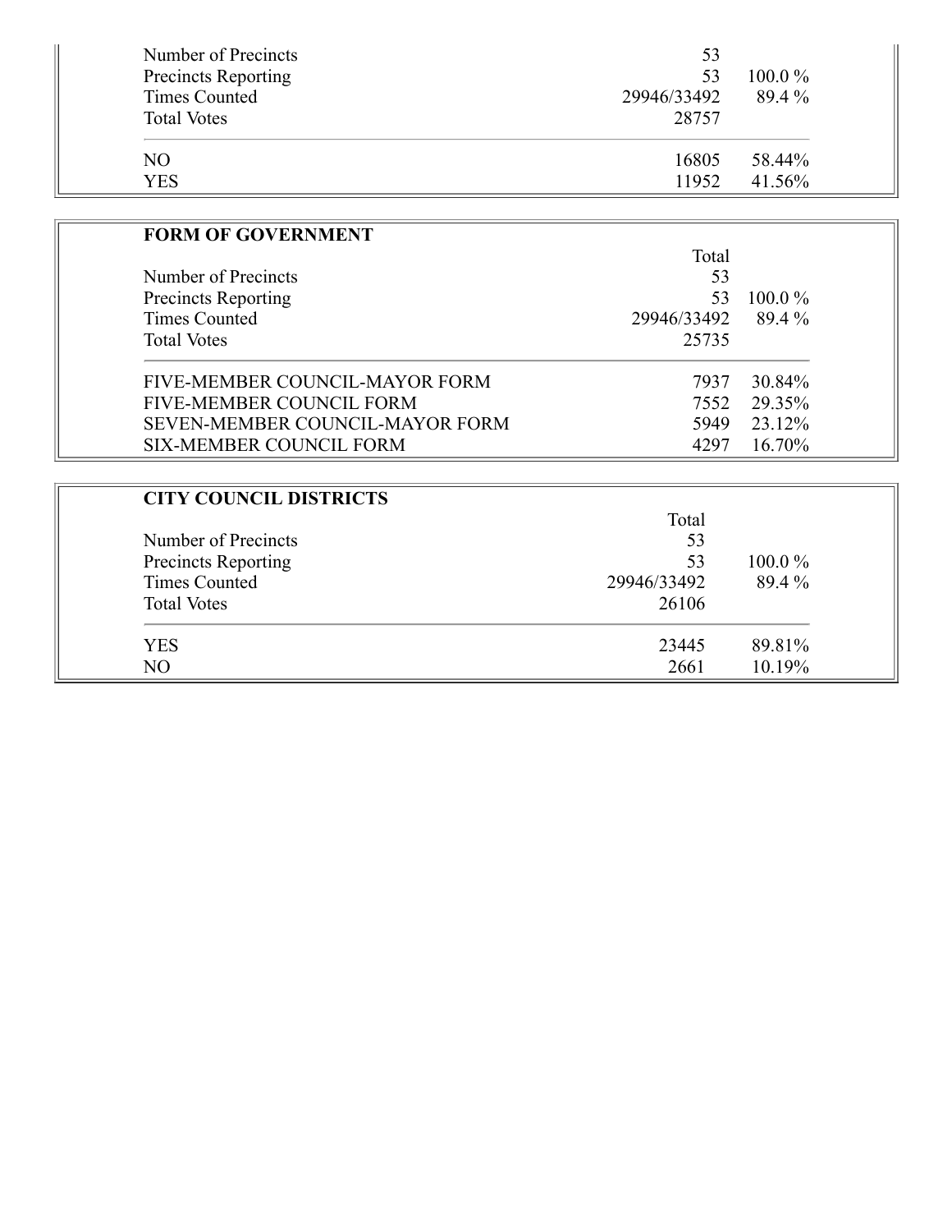| | | |
|---|---|---|
| Number of Precincts | 53 | |
| Precincts Reporting | 53 | 100.0 % |
| Times Counted | 29946/33492 | 89.4 % |
| Total Votes | 28757 | |
| NO | 16805 | 58.44% |
| YES | 11952 | 41.56% |

**FORM OF GOVERNMENT**

| | Total | |
|---|---|---|
| Number of Precincts | 53 | |
| Precincts Reporting | 53 | 100.0 % |
| Times Counted | 29946/33492 | 89.4 % |
| Total Votes | 25735 | |
| FIVE-MEMBER COUNCIL-MAYOR FORM | 7937 | 30.84% |
| FIVE-MEMBER COUNCIL FORM | 7552 | 29.35% |
| SEVEN-MEMBER COUNCIL-MAYOR FORM | 5949 | 23.12% |
| SIX-MEMBER COUNCIL FORM | 4297 | 16.70% |

**CITY COUNCIL DISTRICTS**

| | Total | |
|---|---|---|
| Number of Precincts | 53 | |
| Precincts Reporting | 53 | 100.0 % |
| Times Counted | 29946/33492 | 89.4 % |
| Total Votes | 26106 | |
| YES | 23445 | 89.81% |
| NO | 2661 | 10.19% |